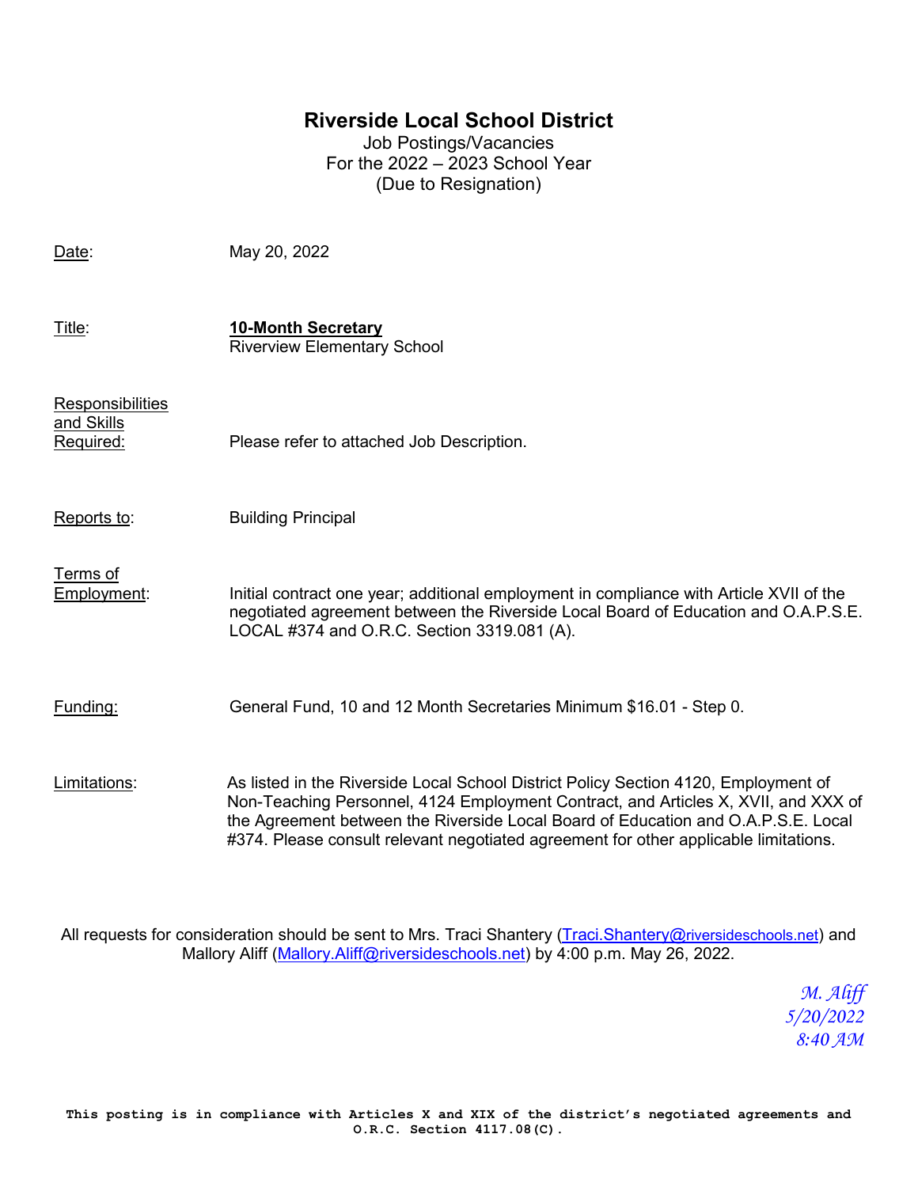# Riverside Local School District

Job Postings/Vacancies
For the 2022 – 2023 School Year
(Due to Resignation)

Date: May 20, 2022

Title: **10-Month Secretary**
Riverview Elementary School

Responsibilities and Skills Required: Please refer to attached Job Description.

Reports to: Building Principal

Terms of Employment: Initial contract one year; additional employment in compliance with Article XVII of the negotiated agreement between the Riverside Local Board of Education and O.A.P.S.E. LOCAL #374 and O.R.C. Section 3319.081 (A).

Funding: General Fund, 10 and 12 Month Secretaries Minimum $16.01 - Step 0.

Limitations: As listed in the Riverside Local School District Policy Section 4120, Employment of Non-Teaching Personnel, 4124 Employment Contract, and Articles X, XVII, and XXX of the Agreement between the Riverside Local Board of Education and O.A.P.S.E. Local #374. Please consult relevant negotiated agreement for other applicable limitations.

All requests for consideration should be sent to Mrs. Traci Shantery (Traci.Shantery@riversideschools.net) and Mallory Aliff (Mallory.Aliff@riversideschools.net) by 4:00 p.m. May 26, 2022.

*M. Aliff*
*5/20/2022*
*8:40 AM*

**This posting is in compliance with Articles X and XIX of the district's negotiated agreements and O.R.C. Section 4117.08(C).**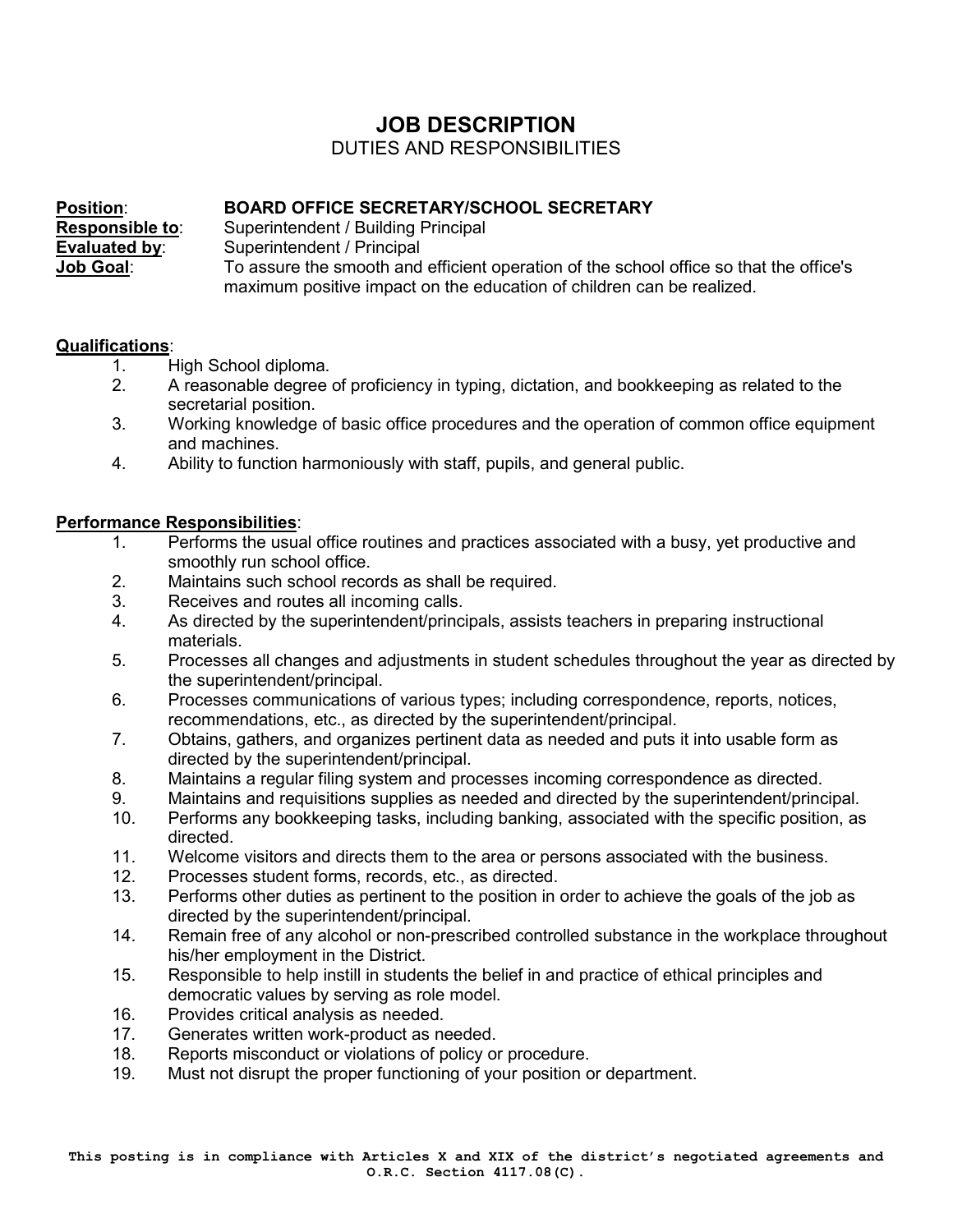# JOB DESCRIPTION

DUTIES AND RESPONSIBILITIES

**Position**: **BOARD OFFICE SECRETARY/SCHOOL SECRETARY**
**Responsible to**: Superintendent / Building Principal
**Evaluated by**: Superintendent / Principal
**Job Goal**: To assure the smooth and efficient operation of the school office so that the office's maximum positive impact on the education of children can be realized.

**Qualifications**:

1. High School diploma.
2. A reasonable degree of proficiency in typing, dictation, and bookkeeping as related to the secretarial position.
3. Working knowledge of basic office procedures and the operation of common office equipment and machines.
4. Ability to function harmoniously with staff, pupils, and general public.

**Performance Responsibilities**:

1. Performs the usual office routines and practices associated with a busy, yet productive and smoothly run school office.
2. Maintains such school records as shall be required.
3. Receives and routes all incoming calls.
4. As directed by the superintendent/principals, assists teachers in preparing instructional materials.
5. Processes all changes and adjustments in student schedules throughout the year as directed by the superintendent/principal.
6. Processes communications of various types; including correspondence, reports, notices, recommendations, etc., as directed by the superintendent/principal.
7. Obtains, gathers, and organizes pertinent data as needed and puts it into usable form as directed by the superintendent/principal.
8. Maintains a regular filing system and processes incoming correspondence as directed.
9. Maintains and requisitions supplies as needed and directed by the superintendent/principal.
10. Performs any bookkeeping tasks, including banking, associated with the specific position, as directed.
11. Welcome visitors and directs them to the area or persons associated with the business.
12. Processes student forms, records, etc., as directed.
13. Performs other duties as pertinent to the position in order to achieve the goals of the job as directed by the superintendent/principal.
14. Remain free of any alcohol or non-prescribed controlled substance in the workplace throughout his/her employment in the District.
15. Responsible to help instill in students the belief in and practice of ethical principles and democratic values by serving as role model.
16. Provides critical analysis as needed.
17. Generates written work-product as needed.
18. Reports misconduct or violations of policy or procedure.
19. Must not disrupt the proper functioning of your position or department.

**This posting is in compliance with Articles X and XIX of the district's negotiated agreements and O.R.C. Section 4117.08(C).**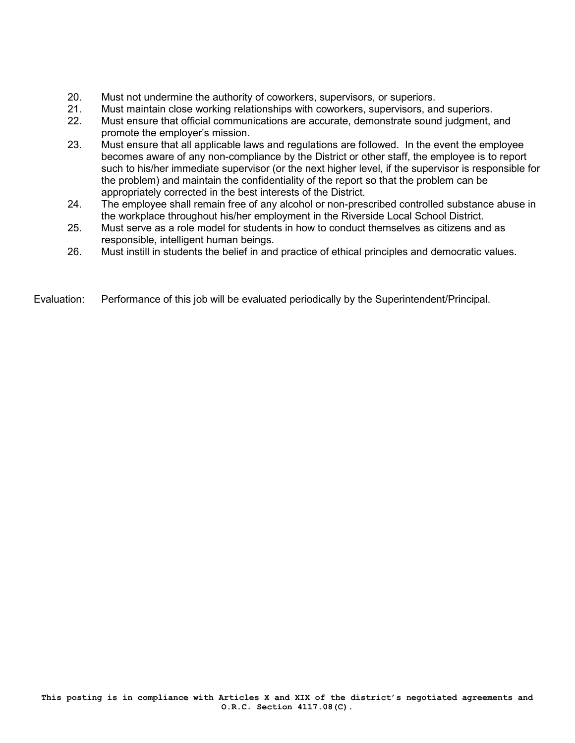20. Must not undermine the authority of coworkers, supervisors, or superiors.
21. Must maintain close working relationships with coworkers, supervisors, and superiors.
22. Must ensure that official communications are accurate, demonstrate sound judgment, and promote the employer's mission.
23. Must ensure that all applicable laws and regulations are followed. In the event the employee becomes aware of any non-compliance by the District or other staff, the employee is to report such to his/her immediate supervisor (or the next higher level, if the supervisor is responsible for the problem) and maintain the confidentiality of the report so that the problem can be appropriately corrected in the best interests of the District.
24. The employee shall remain free of any alcohol or non-prescribed controlled substance abuse in the workplace throughout his/her employment in the Riverside Local School District.
25. Must serve as a role model for students in how to conduct themselves as citizens and as responsible, intelligent human beings.
26. Must instill in students the belief in and practice of ethical principles and democratic values.

Evaluation: Performance of this job will be evaluated periodically by the Superintendent/Principal.

**This posting is in compliance with Articles X and XIX of the district's negotiated agreements and O.R.C. Section 4117.08(C).**